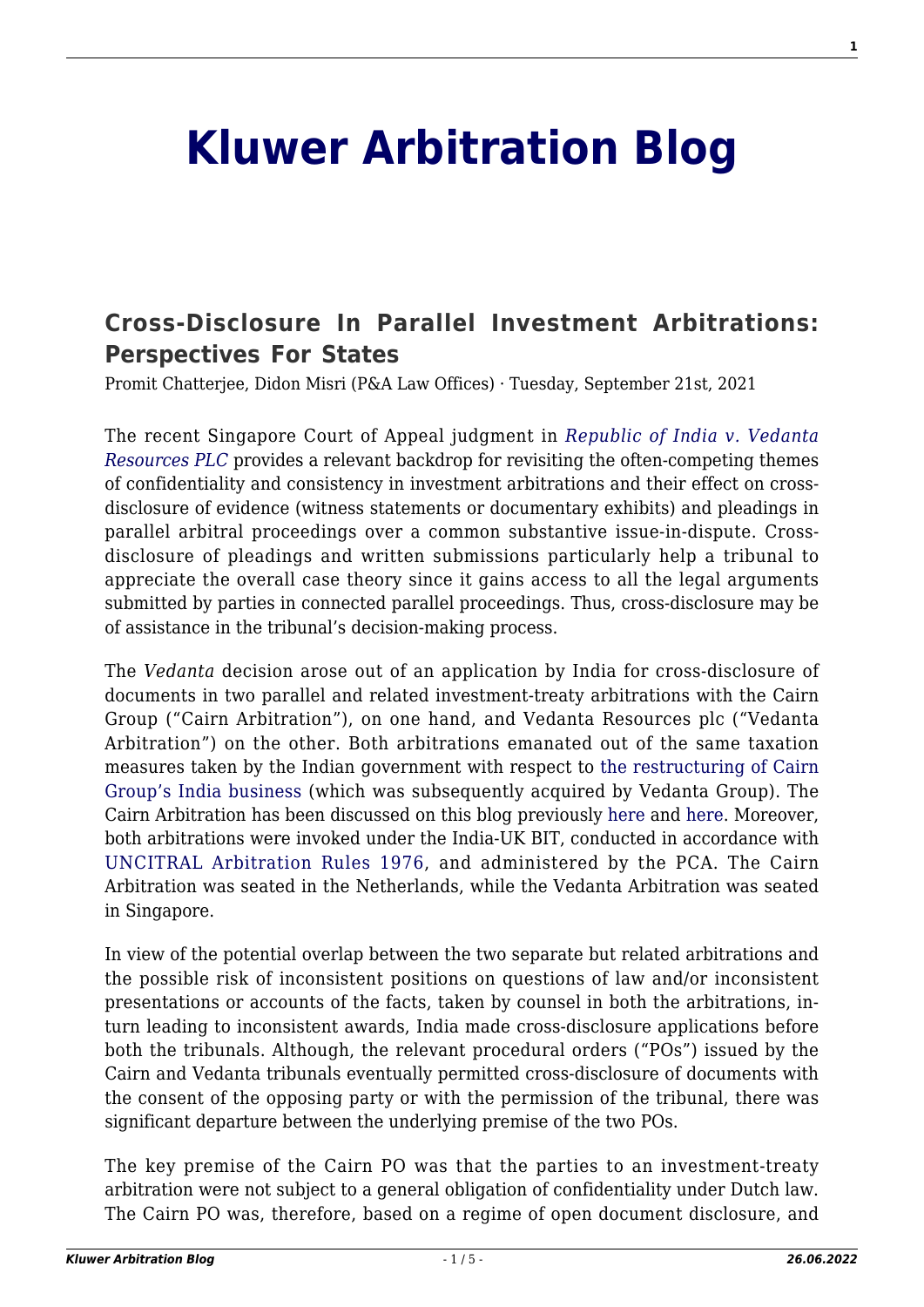# Kluwer Arbitration Blog

## Cross-Disclosure In Parallel Investment Arbitrations: Perspectives For States

Promit Chatterjee, Didon Misri (P&A Law Offices) · Tuesday, September 21st, 2021

The recent Singapore Court of Appeal judgment in *Republic of India v. Vedanta Resources PLC* provides a relevant backdrop for revisiting the often-competing themes of confidentiality and consistency in investment arbitrations and their effect on cross-disclosure of evidence (witness statements or documentary exhibits) and pleadings in parallel arbitral proceedings over a common substantive issue-in-dispute. Cross-disclosure of pleadings and written submissions particularly help a tribunal to appreciate the overall case theory since it gains access to all the legal arguments submitted by parties in connected parallel proceedings. Thus, cross-disclosure may be of assistance in the tribunal's decision-making process.

The *Vedanta* decision arose out of an application by India for cross-disclosure of documents in two parallel and related investment-treaty arbitrations with the Cairn Group ("Cairn Arbitration"), on one hand, and Vedanta Resources plc ("Vedanta Arbitration") on the other. Both arbitrations emanated out of the same taxation measures taken by the Indian government with respect to the restructuring of Cairn Group's India business (which was subsequently acquired by Vedanta Group). The Cairn Arbitration has been discussed on this blog previously here and here. Moreover, both arbitrations were invoked under the India-UK BIT, conducted in accordance with UNCITRAL Arbitration Rules 1976, and administered by the PCA. The Cairn Arbitration was seated in the Netherlands, while the Vedanta Arbitration was seated in Singapore.

In view of the potential overlap between the two separate but related arbitrations and the possible risk of inconsistent positions on questions of law and/or inconsistent presentations or accounts of the facts, taken by counsel in both the arbitrations, in-turn leading to inconsistent awards, India made cross-disclosure applications before both the tribunals. Although, the relevant procedural orders ("POs") issued by the Cairn and Vedanta tribunals eventually permitted cross-disclosure of documents with the consent of the opposing party or with the permission of the tribunal, there was significant departure between the underlying premise of the two POs.

The key premise of the Cairn PO was that the parties to an investment-treaty arbitration were not subject to a general obligation of confidentiality under Dutch law. The Cairn PO was, therefore, based on a regime of open document disclosure, and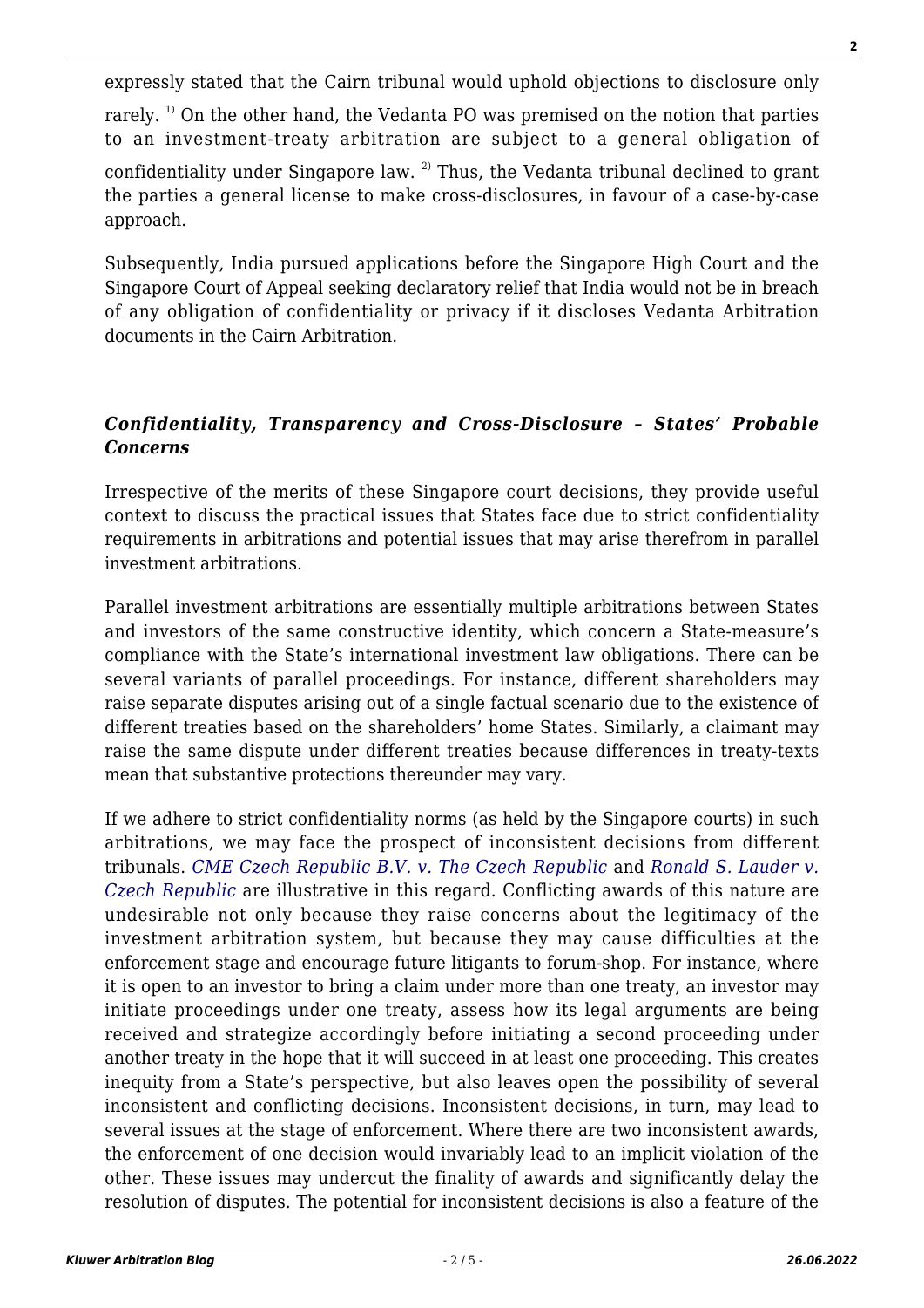expressly stated that the Cairn tribunal would uphold objections to disclosure only rarely. [1] On the other hand, the Vedanta PO was premised on the notion that parties to an investment-treaty arbitration are subject to a general obligation of confidentiality under Singapore law. [2] Thus, the Vedanta tribunal declined to grant the parties a general license to make cross-disclosures, in favour of a case-by-case approach.

Subsequently, India pursued applications before the Singapore High Court and the Singapore Court of Appeal seeking declaratory relief that India would not be in breach of any obligation of confidentiality or privacy if it discloses Vedanta Arbitration documents in the Cairn Arbitration.

### ***Confidentiality, Transparency and Cross-Disclosure – States' Probable Concerns***

Irrespective of the merits of these Singapore court decisions, they provide useful context to discuss the practical issues that States face due to strict confidentiality requirements in arbitrations and potential issues that may arise therefrom in parallel investment arbitrations.

Parallel investment arbitrations are essentially multiple arbitrations between States and investors of the same constructive identity, which concern a State-measure's compliance with the State's international investment law obligations. There can be several variants of parallel proceedings. For instance, different shareholders may raise separate disputes arising out of a single factual scenario due to the existence of different treaties based on the shareholders' home States. Similarly, a claimant may raise the same dispute under different treaties because differences in treaty-texts mean that substantive protections thereunder may vary.

If we adhere to strict confidentiality norms (as held by the Singapore courts) in such arbitrations, we may face the prospect of inconsistent decisions from different tribunals. *CME Czech Republic B.V. v. The Czech Republic* and *Ronald S. Lauder v. Czech Republic* are illustrative in this regard. Conflicting awards of this nature are undesirable not only because they raise concerns about the legitimacy of the investment arbitration system, but because they may cause difficulties at the enforcement stage and encourage future litigants to forum-shop. For instance, where it is open to an investor to bring a claim under more than one treaty, an investor may initiate proceedings under one treaty, assess how its legal arguments are being received and strategize accordingly before initiating a second proceeding under another treaty in the hope that it will succeed in at least one proceeding. This creates inequity from a State's perspective, but also leaves open the possibility of several inconsistent and conflicting decisions. Inconsistent decisions, in turn, may lead to several issues at the stage of enforcement. Where there are two inconsistent awards, the enforcement of one decision would invariably lead to an implicit violation of the other. These issues may undercut the finality of awards and significantly delay the resolution of disputes. The potential for inconsistent decisions is also a feature of the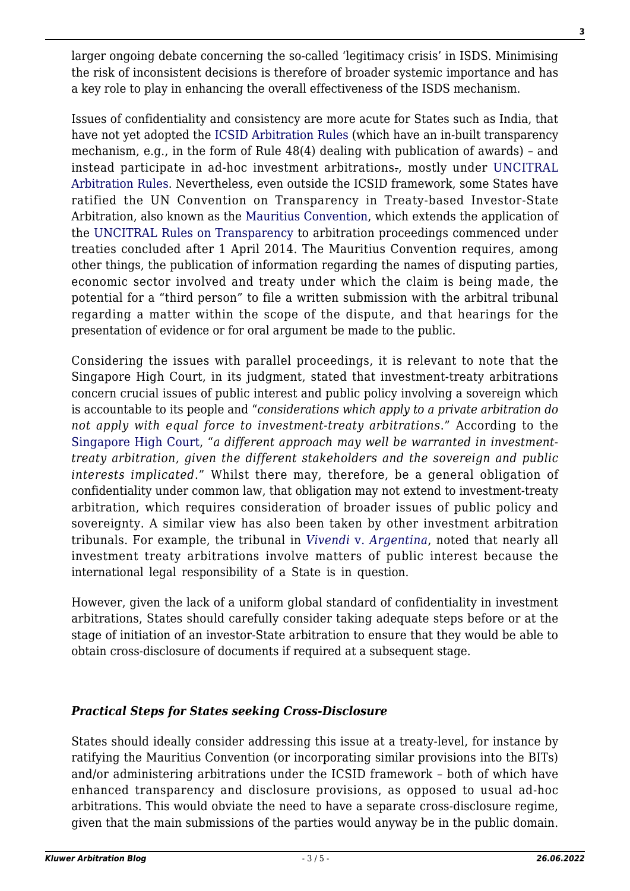larger ongoing debate concerning the so-called 'legitimacy crisis' in ISDS. Minimising the risk of inconsistent decisions is therefore of broader systemic importance and has a key role to play in enhancing the overall effectiveness of the ISDS mechanism.

Issues of confidentiality and consistency are more acute for States such as India, that have not yet adopted the ICSID Arbitration Rules (which have an in-built transparency mechanism, e.g., in the form of Rule 48(4) dealing with publication of awards) – and instead participate in ad-hoc investment arbitrations., mostly under UNCITRAL Arbitration Rules. Nevertheless, even outside the ICSID framework, some States have ratified the UN Convention on Transparency in Treaty-based Investor-State Arbitration, also known as the Mauritius Convention, which extends the application of the UNCITRAL Rules on Transparency to arbitration proceedings commenced under treaties concluded after 1 April 2014. The Mauritius Convention requires, among other things, the publication of information regarding the names of disputing parties, economic sector involved and treaty under which the claim is being made, the potential for a "third person" to file a written submission with the arbitral tribunal regarding a matter within the scope of the dispute, and that hearings for the presentation of evidence or for oral argument be made to the public.

Considering the issues with parallel proceedings, it is relevant to note that the Singapore High Court, in its judgment, stated that investment-treaty arbitrations concern crucial issues of public interest and public policy involving a sovereign which is accountable to its people and "*considerations which apply to a private arbitration do not apply with equal force to investment-treaty arbitrations*." According to the Singapore High Court, "*a different approach may well be warranted in investment-treaty arbitration, given the different stakeholders and the sovereign and public interests implicated*." Whilst there may, therefore, be a general obligation of confidentiality under common law, that obligation may not extend to investment-treaty arbitration, which requires consideration of broader issues of public policy and sovereignty. A similar view has also been taken by other investment arbitration tribunals. For example, the tribunal in *Vivendi* v. *Argentina*, noted that nearly all investment treaty arbitrations involve matters of public interest because the international legal responsibility of a State is in question.

However, given the lack of a uniform global standard of confidentiality in investment arbitrations, States should carefully consider taking adequate steps before or at the stage of initiation of an investor-State arbitration to ensure that they would be able to obtain cross-disclosure of documents if required at a subsequent stage.

### *Practical Steps for States seeking Cross-Disclosure*

States should ideally consider addressing this issue at a treaty-level, for instance by ratifying the Mauritius Convention (or incorporating similar provisions into the BITs) and/or administering arbitrations under the ICSID framework – both of which have enhanced transparency and disclosure provisions, as opposed to usual ad-hoc arbitrations. This would obviate the need to have a separate cross-disclosure regime, given that the main submissions of the parties would anyway be in the public domain.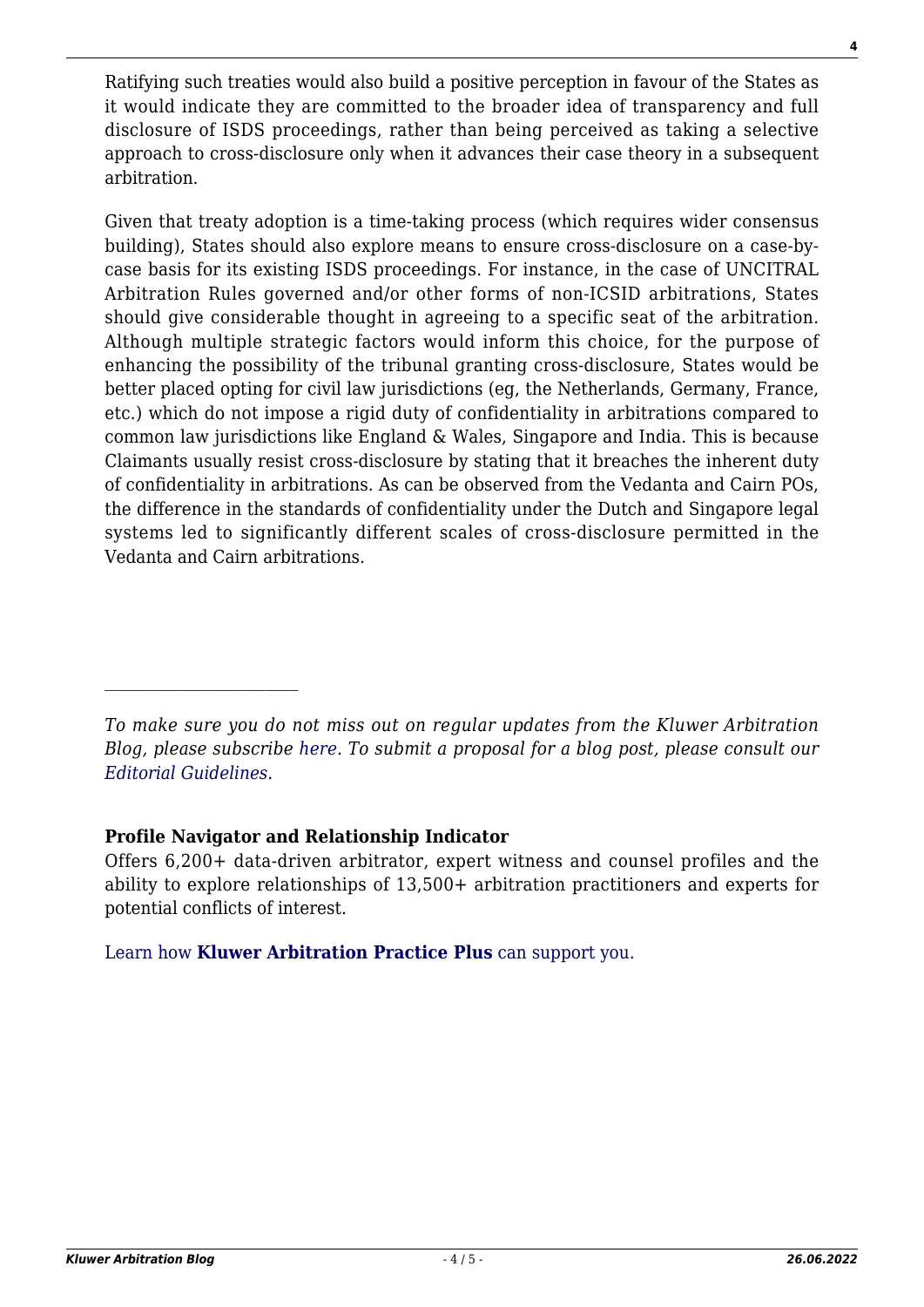Ratifying such treaties would also build a positive perception in favour of the States as it would indicate they are committed to the broader idea of transparency and full disclosure of ISDS proceedings, rather than being perceived as taking a selective approach to cross-disclosure only when it advances their case theory in a subsequent arbitration.

Given that treaty adoption is a time-taking process (which requires wider consensus building), States should also explore means to ensure cross-disclosure on a case-by-case basis for its existing ISDS proceedings. For instance, in the case of UNCITRAL Arbitration Rules governed and/or other forms of non-ICSID arbitrations, States should give considerable thought in agreeing to a specific seat of the arbitration. Although multiple strategic factors would inform this choice, for the purpose of enhancing the possibility of the tribunal granting cross-disclosure, States would be better placed opting for civil law jurisdictions (eg, the Netherlands, Germany, France, etc.) which do not impose a rigid duty of confidentiality in arbitrations compared to common law jurisdictions like England & Wales, Singapore and India. This is because Claimants usually resist cross-disclosure by stating that it breaches the inherent duty of confidentiality in arbitrations. As can be observed from the Vedanta and Cairn POs, the difference in the standards of confidentiality under the Dutch and Singapore legal systems led to significantly different scales of cross-disclosure permitted in the Vedanta and Cairn arbitrations.

---

*To make sure you do not miss out on regular updates from the Kluwer Arbitration Blog, please subscribe here. To submit a proposal for a blog post, please consult our Editorial Guidelines.*

**Profile Navigator and Relationship Indicator**

Offers 6,200+ data-driven arbitrator, expert witness and counsel profiles and the ability to explore relationships of 13,500+ arbitration practitioners and experts for potential conflicts of interest.

Learn how **Kluwer Arbitration Practice Plus** can support you.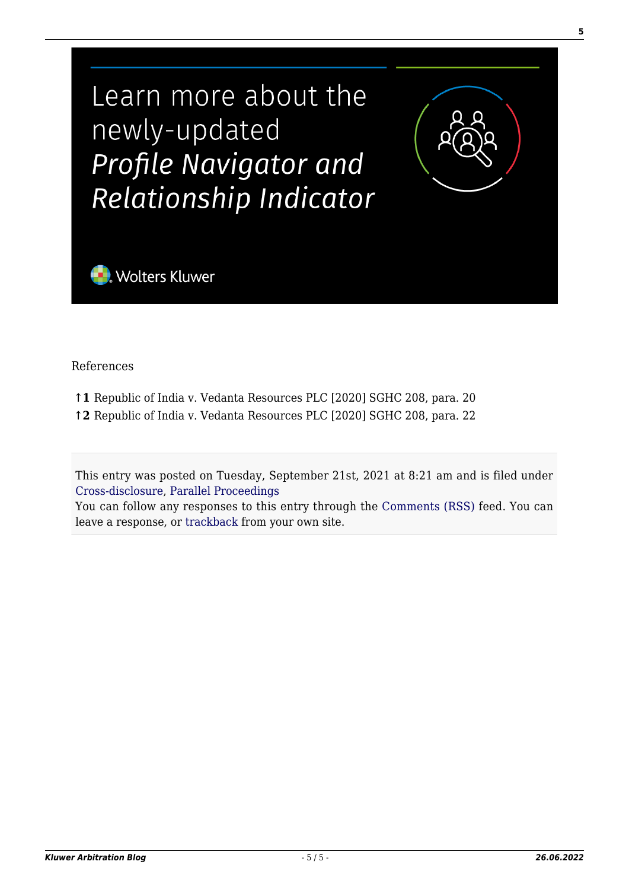Learn more about the newly-updated *Profile Navigator and Relationship Indicator*

Wolters Kluwer

References

↑**1** Republic of India v. Vedanta Resources PLC [2020] SGHC 208, para. 20

↑**2** Republic of India v. Vedanta Resources PLC [2020] SGHC 208, para. 22

This entry was posted on Tuesday, September 21st, 2021 at 8:21 am and is filed under Cross-disclosure, Parallel Proceedings
You can follow any responses to this entry through the Comments (RSS) feed. You can leave a response, or trackback from your own site.